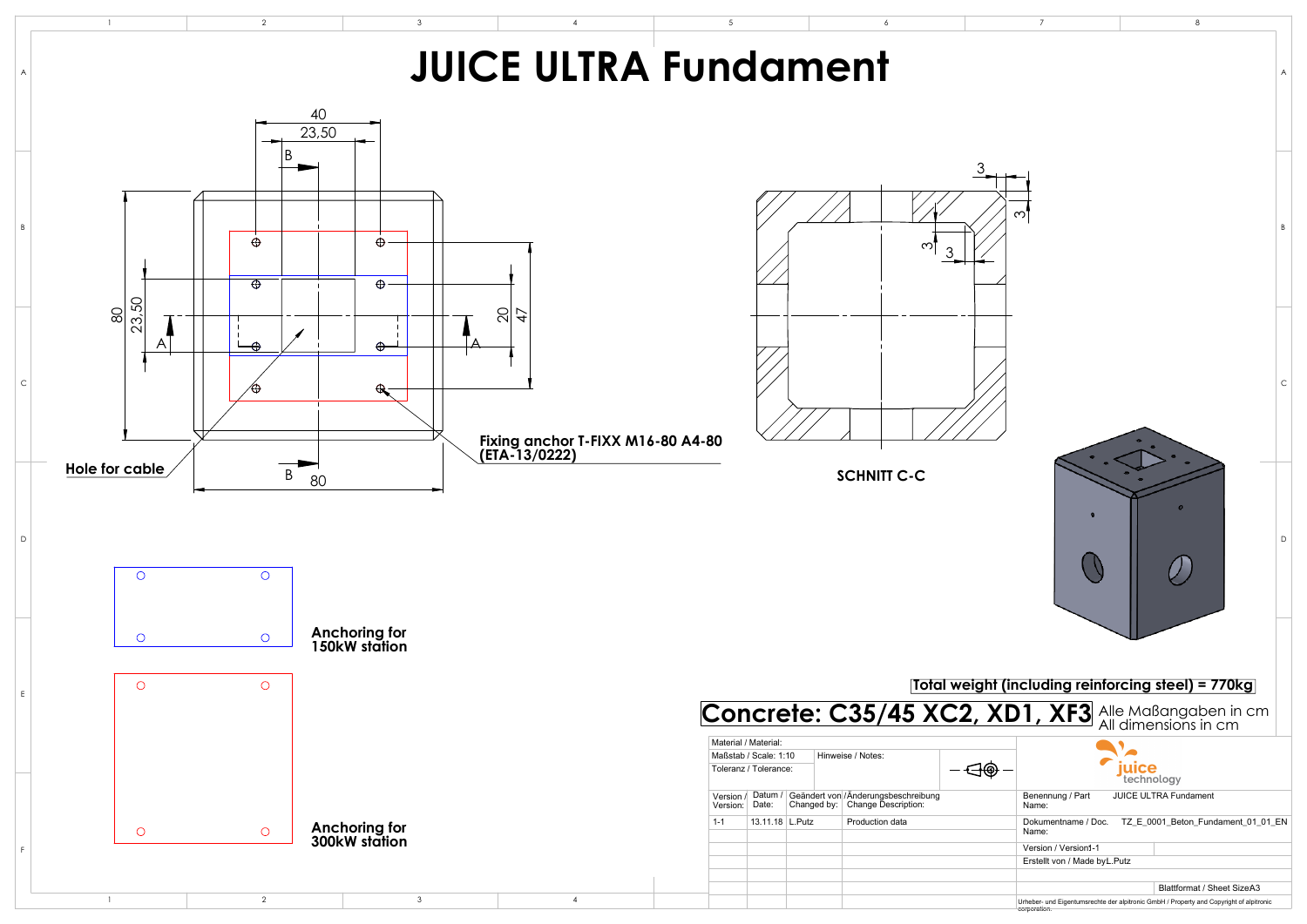# JUICE ULTRA Fundament

40

23,50

B

80

23,50

20

47

A

A

Hole for cable

B

80

Fixing anchor T-FIXX M16-80 A4-80 (ETA-13/0222)

3

3

3

3

SCHNITT C-C

Anchoring for 150kW station

Anchoring for 300kW station

Total weight (including reinforcing steel) = 770kg

**Concrete: C35/45 XC2, XD1, XF3**

Alle Maßangaben in cm
All dimensions in cm

| Material / Material: | | | |
|---|---|---|---|
| Maßstab / Scale: 1:10 | | Hinweise / Notes: | |
| Toleranz / Tolerance: | | | |
| Version / Version: | Datum / Date: | Geändert von / Changed by: | Änderungsbeschreibung / Change Description: |
| 1-1 | 13.11.18 | L.Putz | Production data |

juice technology

| | |
|---|---|
| Benennung / Part Name: | JUICE ULTRA Fundament |
| Dokumentname / Doc. Name: | TZ_E_0001_Beton_Fundament_01_01_EN |
| Version / Version | 1-1 |
| Erstellt von / Made by | L.Putz |
| Blattformat / Sheet Size | A3 |

Urheber- und Eigentumsrechte der alpitronic GmbH / Property and Copyright of alpitronic corporation.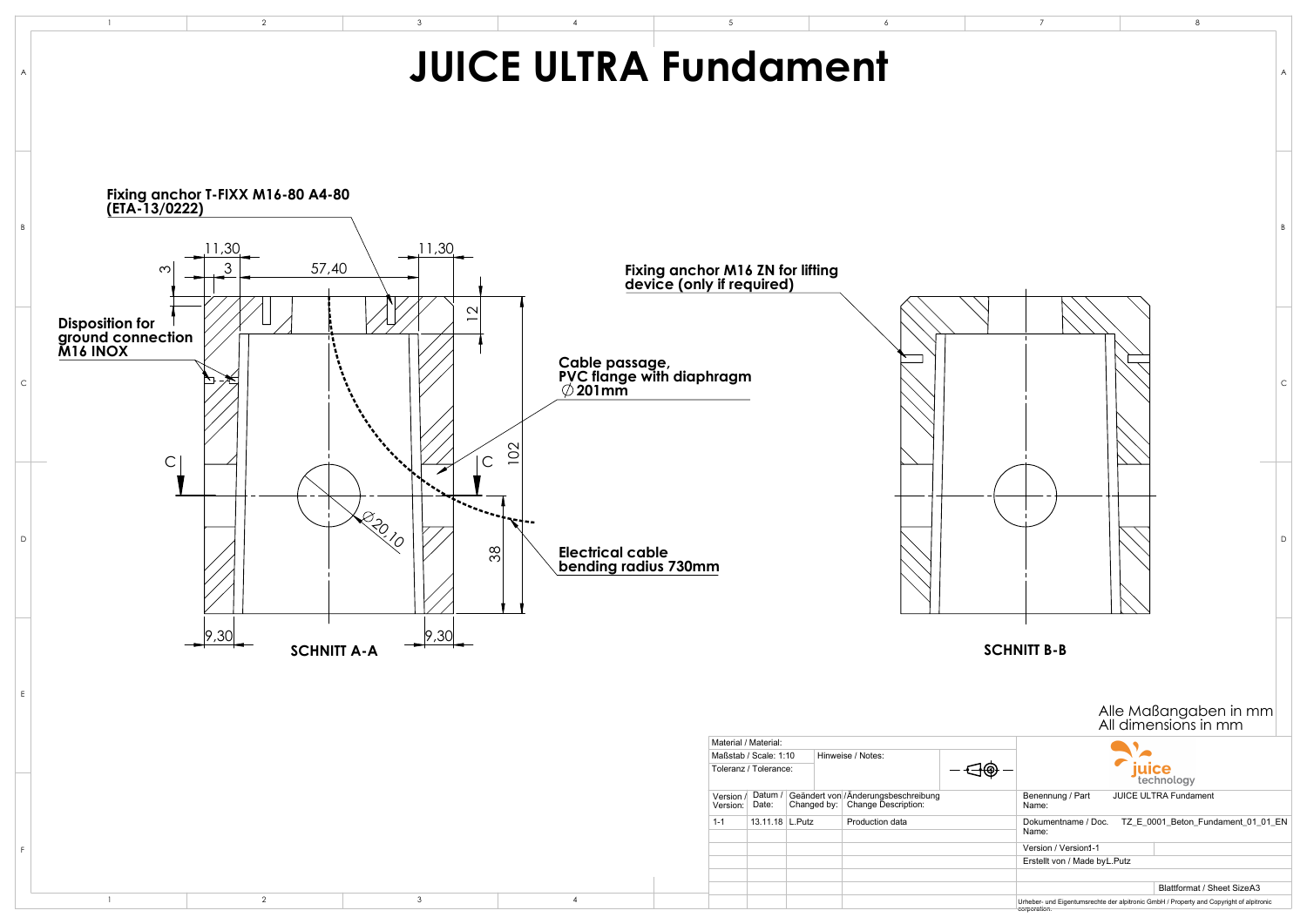# JUICE ULTRA Fundament

Fixing anchor T-FIXX M16-80 A4-80 (ETA-13/0222)

Disposition for ground connection M16 INOX

Fixing anchor M16 ZN for lifting device (only if required)

Cable passage, PVC flange with diaphragm ∅ 201mm

Electrical cable bending radius 730mm

11,30

3

3

57,40

11,30

12

102

38

∅20,10

9,30

9,30

C

C

**SCHNITT A-A**

**SCHNITT B-B**

Alle Maßangaben in mm
All dimensions in mm

| Material / Material: | | | | | |
|---|---|---|---|---|---|
| Maßstab / Scale: 1:10 | | | Hinweise / Notes: | | juice technology |
| Toleranz / Tolerance: | | | | | |
| Version / Version: | Datum / Date: | Geändert von / Changed by: | Änderungsbeschreibung Change Description: | | Benennung / Part Name: JUICE ULTRA Fundament |
| 1-1 | 13.11.18 | L.Putz | Production data | | Dokumentname / Doc. Name: TZ_E_0001_Beton_Fundament_01_01_EN |
| | | | | | Version / Version 1-1 |
| | | | | | Erstellt von / Made by L.Putz |
| | | | | | Blattformat / Sheet Size A3 |

Urheber- und Eigentumsrechte der alpitronic GmbH / Property and Copyright of alpitronic corporation.